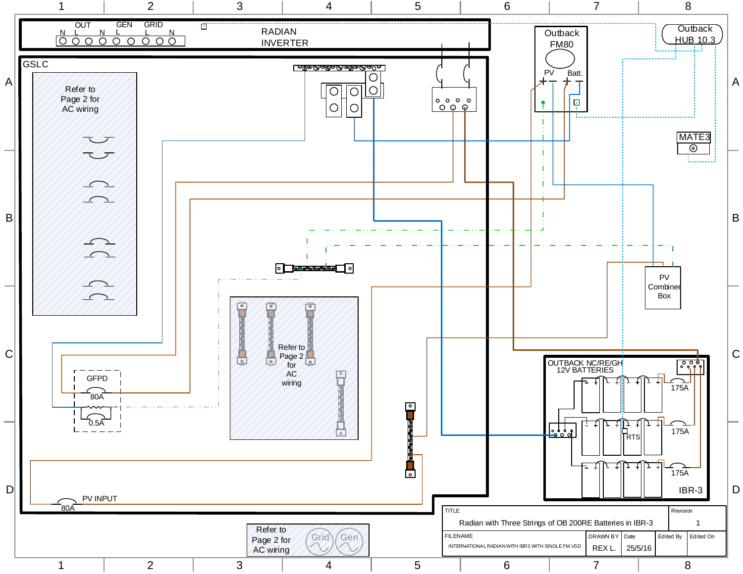RADIAN INVERTER

OUT N L | GEN N L | GRID L N

GSLC

Refer to Page 2 for AC wiring

Outback FM80

PV | Batt.

Outback HUB 10.3

MATE3

PV Combiner Box

GFPD

80A

0.5A

Refer to Page 2 for AC wiring

PV INPUT

80A

OUTBACK NC/RE/GH 12V BATTERIES

175A

175A

175A

RTS

IBR-3

Refer to Page 2 for AC wiring

Grid | Gen

| TITLE | | | | Revision |
|---|---|---|---|---|
| Radian with Three Strings of OB 200RE Batteries in IBR-3 | | | | 1 |
| FILENAME | DRAWN BY | Date | Edited By | Edited On |
| INTERNATIONAL RADIAN WITH IBR3 WITH SINGLE FM.VSD | REX L. | 25/5/16 | | |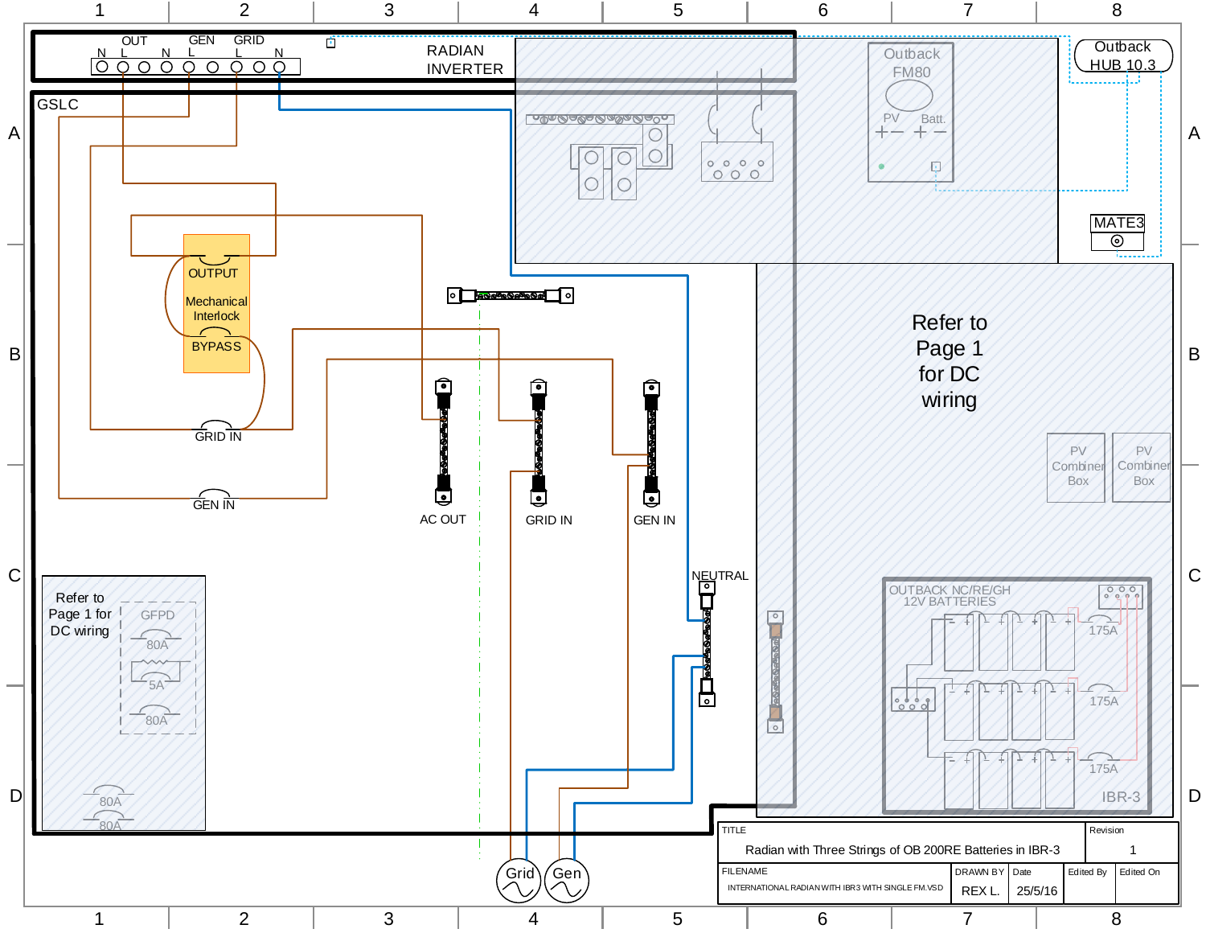RADIAN INVERTER

OUT N L GEN N L GRID L N

GSLC

OUTPUT

Mechanical Interlock

BYPASS

GRID IN

GEN IN

AC OUT

GRID IN

GEN IN

NEUTRAL

Outback FM80

PV Batt.

Outback HUB 10.3

MATE3

Refer to Page 1 for DC wiring

PV Combiner Box

PV Combiner Box

OUTBACK NC/RE/GH 12V BATTERIES

175A

175A

175A

IBR-3

Refer to Page 1 for DC wiring

GFPD

80A

5A

80A

80A

80A

Grid

Gen

| TITLE | | | Revision | |
|---|---|---|---|---|
| Radian with Three Strings of OB 200RE Batteries in IBR-3 | | | 1 | |
| FILENAME | DRAWN BY | Date | Edited By | Edited On |
| INTERNATIONAL RADIAN WITH IBR3 WITH SINGLE FM.VSD | REX L. | 25/5/16 | | |